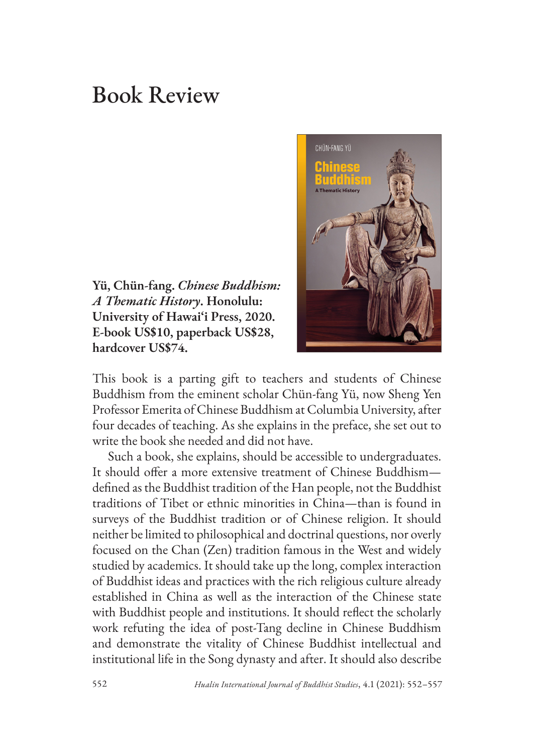# Book Review

**Yü, Chün-fang. *Chinese Buddhism: A Thematic History*. Honolulu: University of Hawai'i Press, 2020. E-book US$10, paperback US$28, hardcover US$74.**

This book is a parting gift to teachers and students of Chinese Buddhism from the eminent scholar Chün-fang Yü, now Sheng Yen Professor Emerita of Chinese Buddhism at Columbia University, after four decades of teaching. As she explains in the preface, she set out to write the book she needed and did not have.

Such a book, she explains, should be accessible to undergraduates. It should offer a more extensive treatment of Chinese Buddhism—defined as the Buddhist tradition of the Han people, not the Buddhist traditions of Tibet or ethnic minorities in China—than is found in surveys of the Buddhist tradition or of Chinese religion. It should neither be limited to philosophical and doctrinal questions, nor overly focused on the Chan (Zen) tradition famous in the West and widely studied by academics. It should take up the long, complex interaction of Buddhist ideas and practices with the rich religious culture already established in China as well as the interaction of the Chinese state with Buddhist people and institutions. It should reflect the scholarly work refuting the idea of post-Tang decline in Chinese Buddhism and demonstrate the vitality of Chinese Buddhist intellectual and institutional life in the Song dynasty and after. It should also describe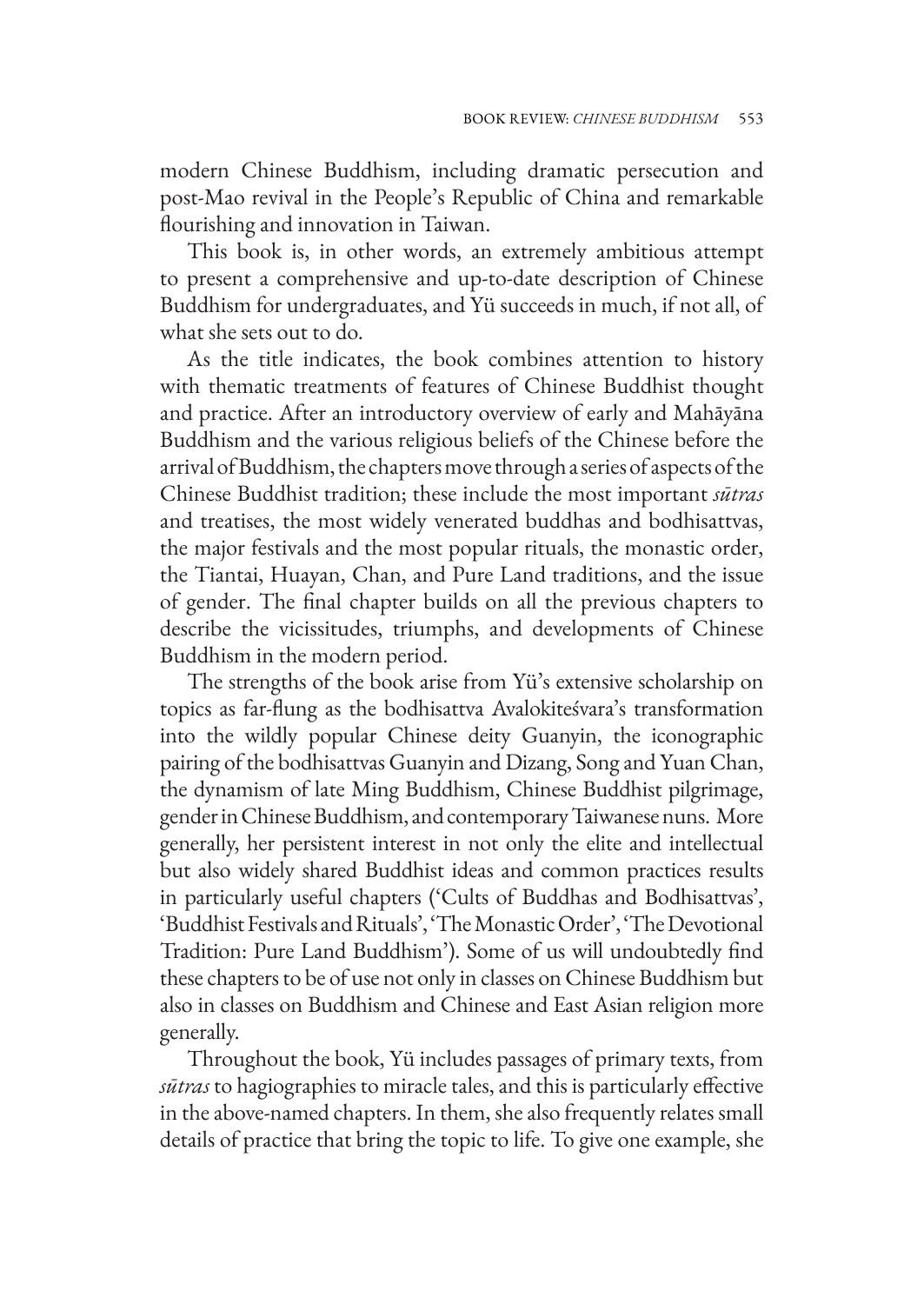modern Chinese Buddhism, including dramatic persecution and post-Mao revival in the People's Republic of China and remarkable flourishing and innovation in Taiwan.

This book is, in other words, an extremely ambitious attempt to present a comprehensive and up-to-date description of Chinese Buddhism for undergraduates, and Yü succeeds in much, if not all, of what she sets out to do.

As the title indicates, the book combines attention to history with thematic treatments of features of Chinese Buddhist thought and practice. After an introductory overview of early and Mahāyāna Buddhism and the various religious beliefs of the Chinese before the arrival of Buddhism, the chapters move through a series of aspects of the Chinese Buddhist tradition; these include the most important *sūtras* and treatises, the most widely venerated buddhas and bodhisattvas, the major festivals and the most popular rituals, the monastic order, the Tiantai, Huayan, Chan, and Pure Land traditions, and the issue of gender. The final chapter builds on all the previous chapters to describe the vicissitudes, triumphs, and developments of Chinese Buddhism in the modern period.

The strengths of the book arise from Yü's extensive scholarship on topics as far-flung as the bodhisattva Avalokiteśvara's transformation into the wildly popular Chinese deity Guanyin, the iconographic pairing of the bodhisattvas Guanyin and Dizang, Song and Yuan Chan, the dynamism of late Ming Buddhism, Chinese Buddhist pilgrimage, gender in Chinese Buddhism, and contemporary Taiwanese nuns. More generally, her persistent interest in not only the elite and intellectual but also widely shared Buddhist ideas and common practices results in particularly useful chapters ('Cults of Buddhas and Bodhisattvas', 'Buddhist Festivals and Rituals', 'The Monastic Order', 'The Devotional Tradition: Pure Land Buddhism'). Some of us will undoubtedly find these chapters to be of use not only in classes on Chinese Buddhism but also in classes on Buddhism and Chinese and East Asian religion more generally.

Throughout the book, Yü includes passages of primary texts, from *sūtras* to hagiographies to miracle tales, and this is particularly effective in the above-named chapters. In them, she also frequently relates small details of practice that bring the topic to life. To give one example, she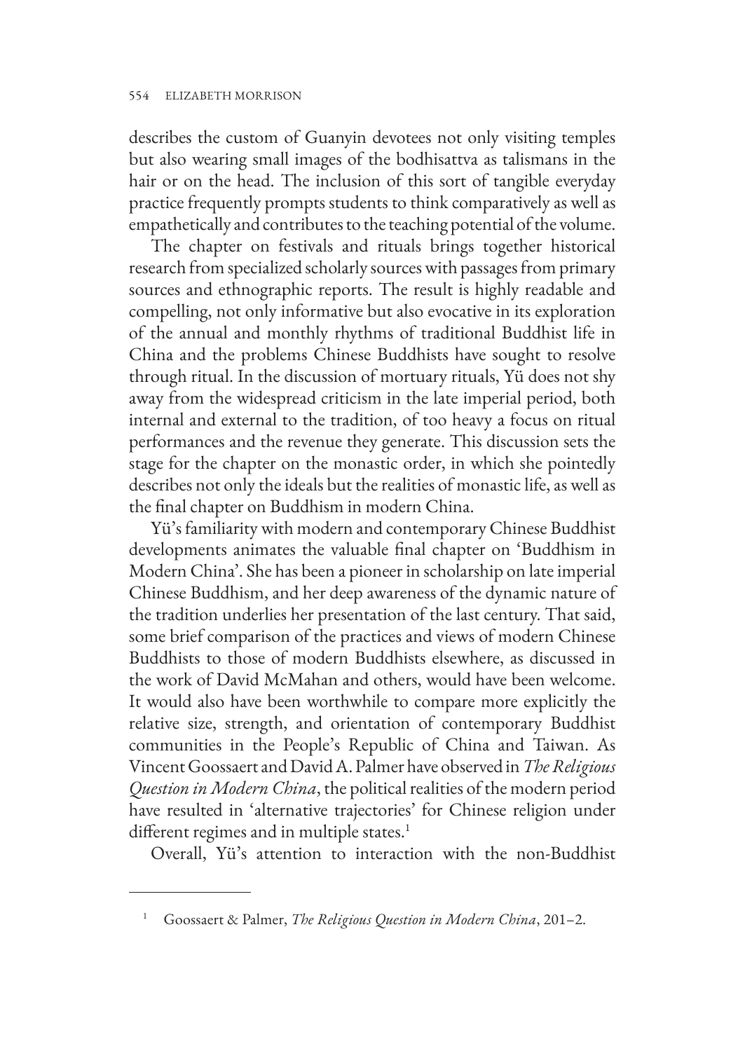describes the custom of Guanyin devotees not only visiting temples but also wearing small images of the bodhisattva as talismans in the hair or on the head. The inclusion of this sort of tangible everyday practice frequently prompts students to think comparatively as well as empathetically and contributes to the teaching potential of the volume.

The chapter on festivals and rituals brings together historical research from specialized scholarly sources with passages from primary sources and ethnographic reports. The result is highly readable and compelling, not only informative but also evocative in its exploration of the annual and monthly rhythms of traditional Buddhist life in China and the problems Chinese Buddhists have sought to resolve through ritual. In the discussion of mortuary rituals, Yü does not shy away from the widespread criticism in the late imperial period, both internal and external to the tradition, of too heavy a focus on ritual performances and the revenue they generate. This discussion sets the stage for the chapter on the monastic order, in which she pointedly describes not only the ideals but the realities of monastic life, as well as the final chapter on Buddhism in modern China.

Yü's familiarity with modern and contemporary Chinese Buddhist developments animates the valuable final chapter on 'Buddhism in Modern China'. She has been a pioneer in scholarship on late imperial Chinese Buddhism, and her deep awareness of the dynamic nature of the tradition underlies her presentation of the last century. That said, some brief comparison of the practices and views of modern Chinese Buddhists to those of modern Buddhists elsewhere, as discussed in the work of David McMahan and others, would have been welcome. It would also have been worthwhile to compare more explicitly the relative size, strength, and orientation of contemporary Buddhist communities in the People's Republic of China and Taiwan. As Vincent Goossaert and David A. Palmer have observed in *The Religious Question in Modern China*, the political realities of the modern period have resulted in 'alternative trajectories' for Chinese religion under different regimes and in multiple states.[1]

Overall, Yü's attention to interaction with the non-Buddhist

[1] Goossaert & Palmer, *The Religious Question in Modern China*, 201–2.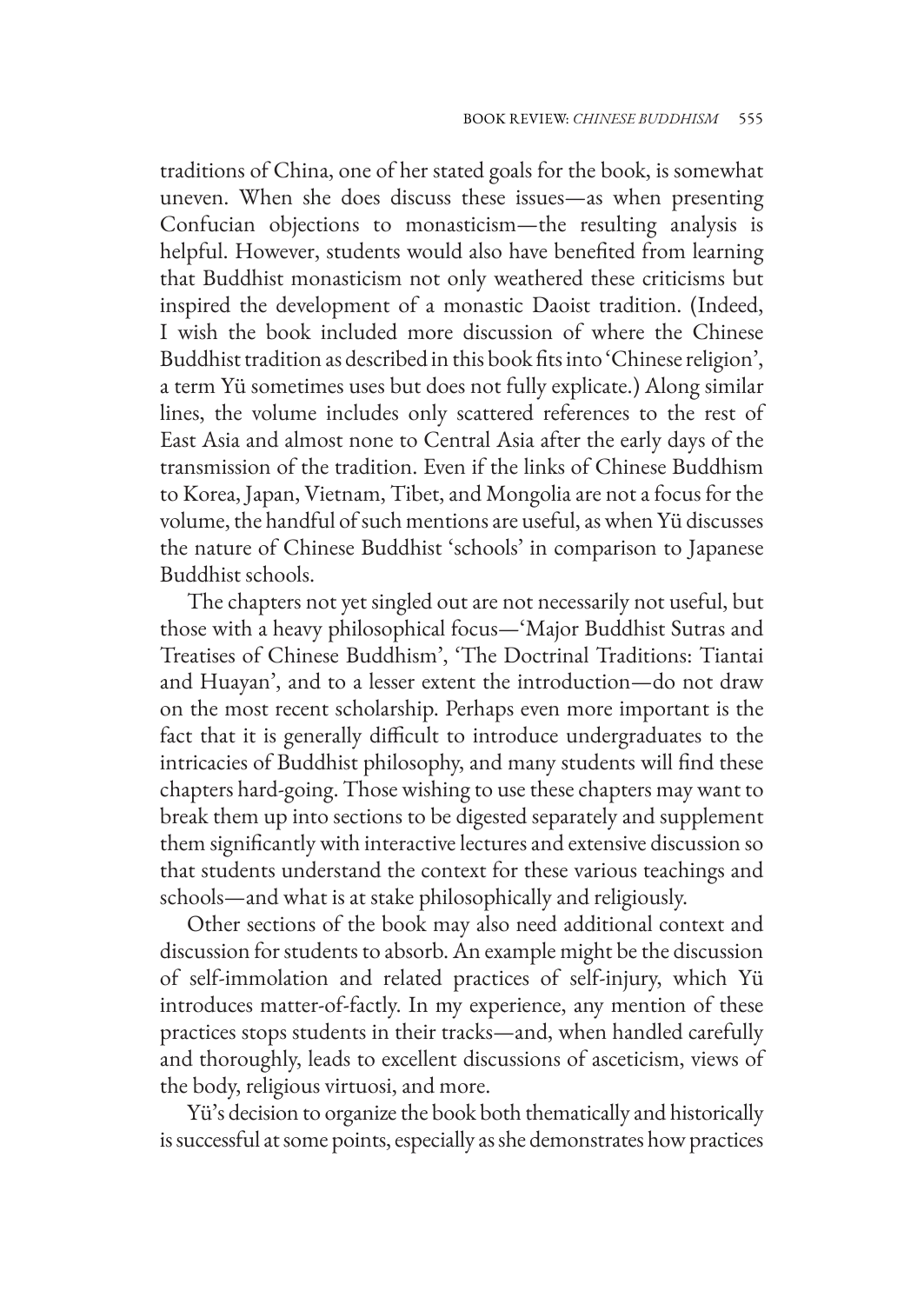traditions of China, one of her stated goals for the book, is somewhat uneven. When she does discuss these issues—as when presenting Confucian objections to monasticism—the resulting analysis is helpful. However, students would also have benefited from learning that Buddhist monasticism not only weathered these criticisms but inspired the development of a monastic Daoist tradition. (Indeed, I wish the book included more discussion of where the Chinese Buddhist tradition as described in this book fits into 'Chinese religion', a term Yü sometimes uses but does not fully explicate.) Along similar lines, the volume includes only scattered references to the rest of East Asia and almost none to Central Asia after the early days of the transmission of the tradition. Even if the links of Chinese Buddhism to Korea, Japan, Vietnam, Tibet, and Mongolia are not a focus for the volume, the handful of such mentions are useful, as when Yü discusses the nature of Chinese Buddhist 'schools' in comparison to Japanese Buddhist schools.

The chapters not yet singled out are not necessarily not useful, but those with a heavy philosophical focus—'Major Buddhist Sutras and Treatises of Chinese Buddhism', 'The Doctrinal Traditions: Tiantai and Huayan', and to a lesser extent the introduction—do not draw on the most recent scholarship. Perhaps even more important is the fact that it is generally difficult to introduce undergraduates to the intricacies of Buddhist philosophy, and many students will find these chapters hard-going. Those wishing to use these chapters may want to break them up into sections to be digested separately and supplement them significantly with interactive lectures and extensive discussion so that students understand the context for these various teachings and schools—and what is at stake philosophically and religiously.

Other sections of the book may also need additional context and discussion for students to absorb. An example might be the discussion of self-immolation and related practices of self-injury, which Yü introduces matter-of-factly. In my experience, any mention of these practices stops students in their tracks—and, when handled carefully and thoroughly, leads to excellent discussions of asceticism, views of the body, religious virtuosi, and more.

Yü's decision to organize the book both thematically and historically is successful at some points, especially as she demonstrates how practices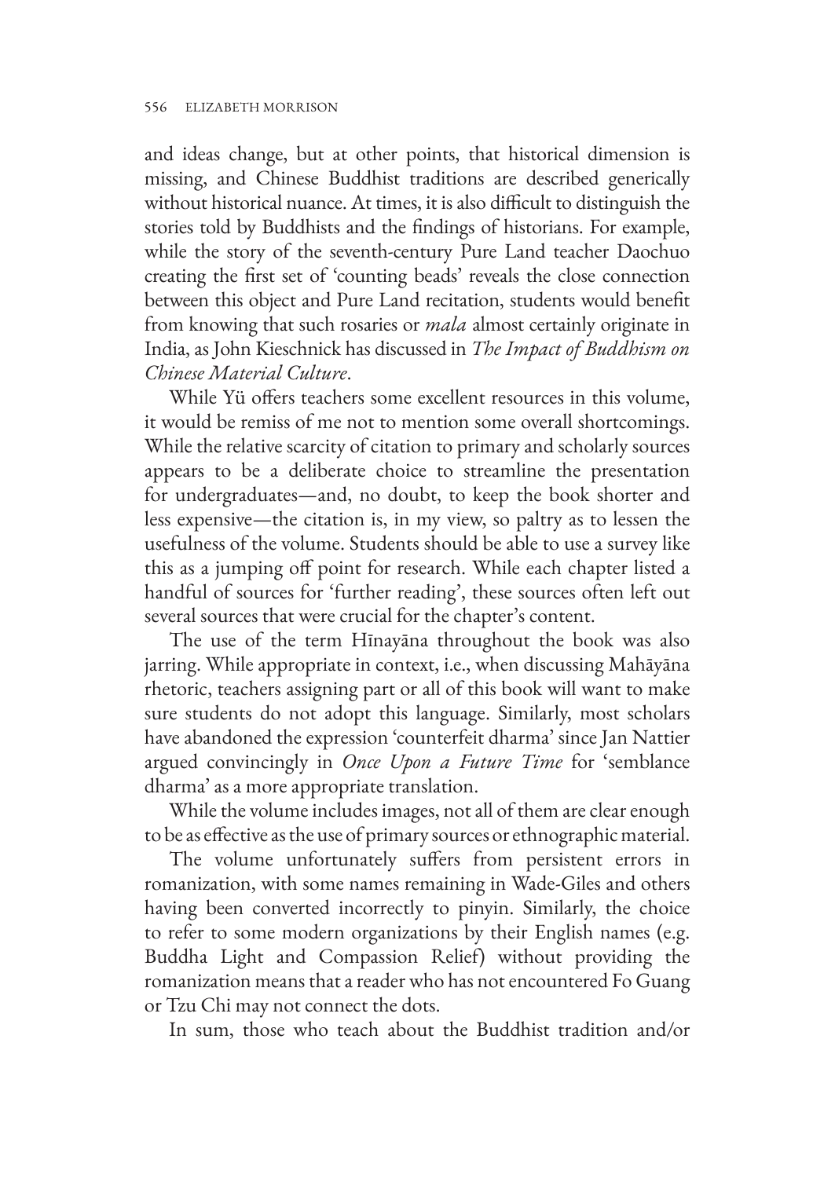and ideas change, but at other points, that historical dimension is missing, and Chinese Buddhist traditions are described generically without historical nuance. At times, it is also difficult to distinguish the stories told by Buddhists and the findings of historians. For example, while the story of the seventh-century Pure Land teacher Daochuo creating the first set of 'counting beads' reveals the close connection between this object and Pure Land recitation, students would benefit from knowing that such rosaries or *mala* almost certainly originate in India, as John Kieschnick has discussed in *The Impact of Buddhism on Chinese Material Culture*.

While Yü offers teachers some excellent resources in this volume, it would be remiss of me not to mention some overall shortcomings. While the relative scarcity of citation to primary and scholarly sources appears to be a deliberate choice to streamline the presentation for undergraduates—and, no doubt, to keep the book shorter and less expensive—the citation is, in my view, so paltry as to lessen the usefulness of the volume. Students should be able to use a survey like this as a jumping off point for research. While each chapter listed a handful of sources for 'further reading', these sources often left out several sources that were crucial for the chapter's content.

The use of the term Hīnayāna throughout the book was also jarring. While appropriate in context, i.e., when discussing Mahāyāna rhetoric, teachers assigning part or all of this book will want to make sure students do not adopt this language. Similarly, most scholars have abandoned the expression 'counterfeit dharma' since Jan Nattier argued convincingly in *Once Upon a Future Time* for 'semblance dharma' as a more appropriate translation.

While the volume includes images, not all of them are clear enough to be as effective as the use of primary sources or ethnographic material.

The volume unfortunately suffers from persistent errors in romanization, with some names remaining in Wade-Giles and others having been converted incorrectly to pinyin. Similarly, the choice to refer to some modern organizations by their English names (e.g. Buddha Light and Compassion Relief) without providing the romanization means that a reader who has not encountered Fo Guang or Tzu Chi may not connect the dots.

In sum, those who teach about the Buddhist tradition and/or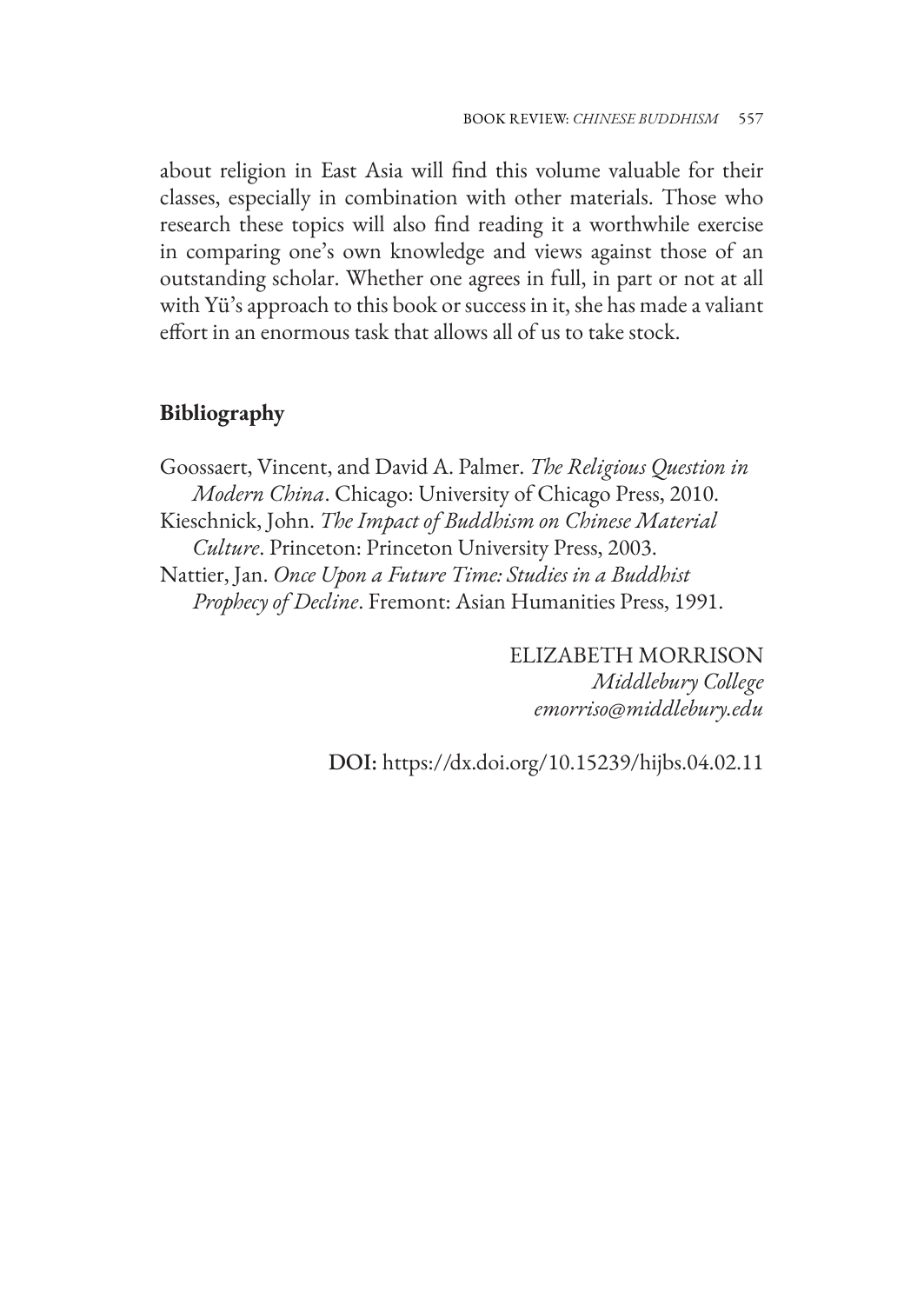about religion in East Asia will find this volume valuable for their classes, especially in combination with other materials. Those who research these topics will also find reading it a worthwhile exercise in comparing one's own knowledge and views against those of an outstanding scholar. Whether one agrees in full, in part or not at all with Yü's approach to this book or success in it, she has made a valiant effort in an enormous task that allows all of us to take stock.

## Bibliography

Goossaert, Vincent, and David A. Palmer. *The Religious Question in Modern China*. Chicago: University of Chicago Press, 2010.

Kieschnick, John. *The Impact of Buddhism on Chinese Material Culture*. Princeton: Princeton University Press, 2003.

Nattier, Jan. *Once Upon a Future Time: Studies in a Buddhist Prophecy of Decline*. Fremont: Asian Humanities Press, 1991.

ELIZABETH MORRISON
*Middlebury College*
*emorriso@middlebury.edu*

**DOI:** https://dx.doi.org/10.15239/hijbs.04.02.11